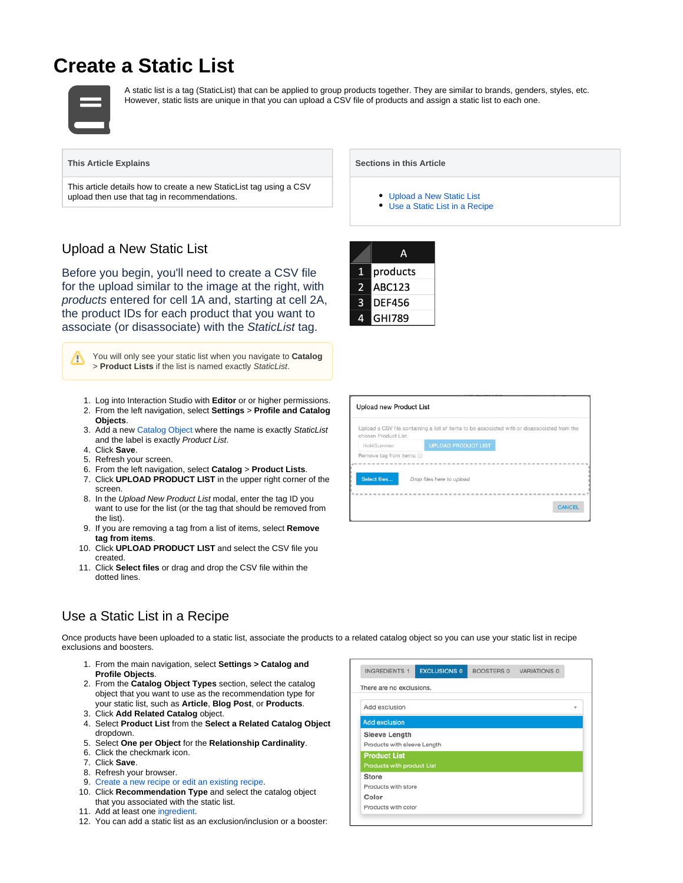# Create a Static List

A static list is a tag (StaticList) that can be applied to group products together. They are similar to brands, genders, styles, etc. However, static lists are unique in that you can upload a CSV file of products and assign a static list to each one.

| This Article Explains |
| --- |
| This article details how to create a new StaticList tag using a CSV upload then use that tag in recommendations. |

| Sections in this Article |
| --- |
| • Upload a New Static List<br>• Use a Static List in a Recipe |

## Upload a New Static List

Before you begin, you'll need to create a CSV file for the upload similar to the image at the right, with *products* entered for cell 1A and, starting at cell 2A, the product IDs for each product that you want to associate (or disassociate) with the *StaticList* tag.

| | A |
| --- | --- |
| 1 | products |
| 2 | ABC123 |
| 3 | DEF456 |
| 4 | GHI789 |

> You will only see your static list when you navigate to **Catalog** > **Product Lists** if the list is named exactly *StaticList*.

1. Log into Interaction Studio with **Editor** or or higher permissions.
2. From the left navigation, select **Settings** > **Profile and Catalog Objects**.
3. Add a new Catalog Object where the name is exactly *StaticList* and the label is exactly *Product List*.
4. Click **Save**.
5. Refresh your screen.
6. From the left navigation, select **Catalog** > **Product Lists**.
7. Click **UPLOAD PRODUCT LIST** in the upper right corner of the screen.
8. In the *Upload New Product List* modal, enter the tag ID you want to use for the list (or the tag that should be removed from the list).
9. If you are removing a tag from a list of items, select **Remove tag from items**.
10. Click **UPLOAD PRODUCT LIST** and select the CSV file you created.
11. Click **Select files** or drag and drop the CSV file within the dotted lines.

## Use a Static List in a Recipe

Once products have been uploaded to a static list, associate the products to a related catalog object so you can use your static list in recipe exclusions and boosters.

1. From the main navigation, select **Settings > Catalog and Profile Objects**.
2. From the **Catalog Object Types** section, select the catalog object that you want to use for the recommendation type for your static list, such as **Article**, **Blog Post**, or **Products**.
3. Click **Add Related Catalog** object.
4. Select **Product List** from the **Select a Related Catalog Object** dropdown.
5. Select **One per Object** for the **Relationship Cardinality**.
6. Click the checkmark icon.
7. Click **Save**.
8. Refresh your browser.
9. Create a new recipe or edit an existing recipe.
10. Click **Recommendation Type** and select the catalog object that you associated with the static list.
11. Add at least one ingredient.
12. You can add a static list as an exclusion/inclusion or a booster: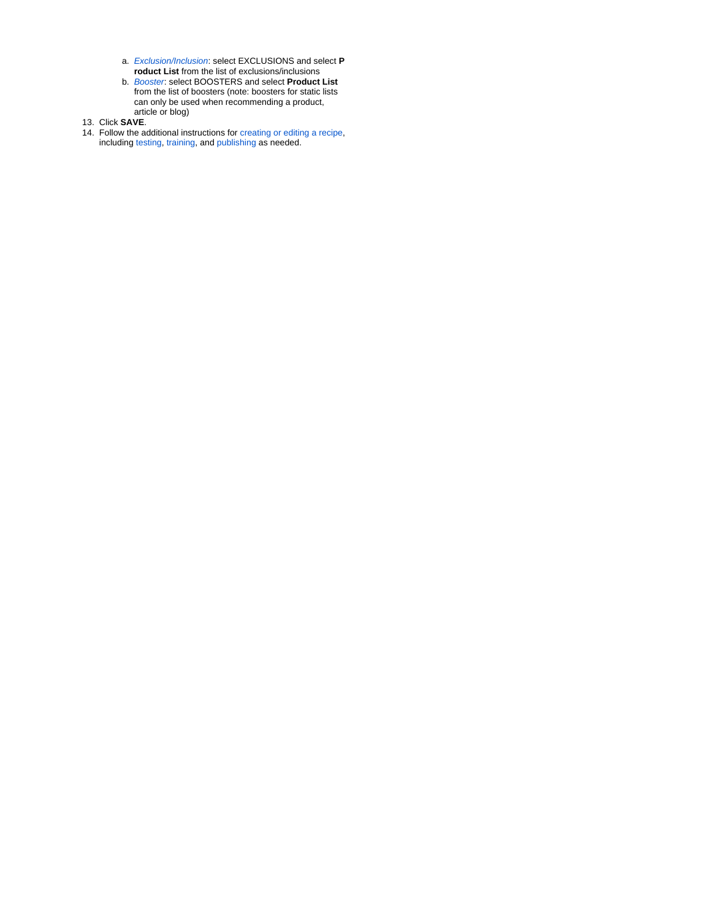a. *Exclusion/Inclusion*: select EXCLUSIONS and select **Product List** from the list of exclusions/inclusions
    b. *Booster*: select BOOSTERS and select **Product List** from the list of boosters (note: boosters for static lists can only be used when recommending a product, article or blog)

13. Click **SAVE**.
14. Follow the additional instructions for creating or editing a recipe, including testing, training, and publishing as needed.